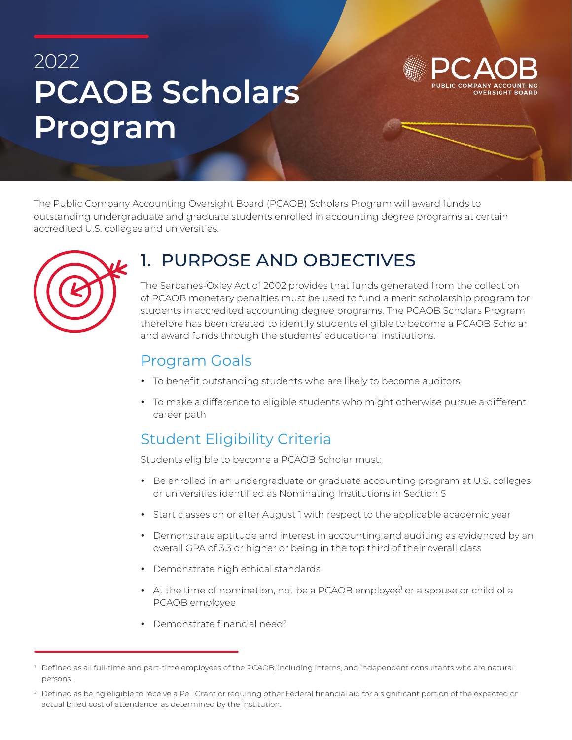# 2022 PCAOB Scholars Program

PCAOB PUBLIC COMPANY ACCOUNTING OVERSIGHT BOARD

The Public Company Accounting Oversight Board (PCAOB) Scholars Program will award funds to outstanding undergraduate and graduate students enrolled in accounting degree programs at certain accredited U.S. colleges and universities.

## 1. PURPOSE AND OBJECTIVES

The Sarbanes-Oxley Act of 2002 provides that funds generated from the collection of PCAOB monetary penalties must be used to fund a merit scholarship program for students in accredited accounting degree programs. The PCAOB Scholars Program therefore has been created to identify students eligible to become a PCAOB Scholar and award funds through the students' educational institutions.

### Program Goals

- To benefit outstanding students who are likely to become auditors
- To make a difference to eligible students who might otherwise pursue a different career path

### Student Eligibility Criteria

Students eligible to become a PCAOB Scholar must:

- Be enrolled in an undergraduate or graduate accounting program at U.S. colleges or universities identified as Nominating Institutions in Section 5
- Start classes on or after August 1 with respect to the applicable academic year
- Demonstrate aptitude and interest in accounting and auditing as evidenced by an overall GPA of 3.3 or higher or being in the top third of their overall class
- Demonstrate high ethical standards
- At the time of nomination, not be a PCAOB employee[1] or a spouse or child of a PCAOB employee
- Demonstrate financial need[2]

[1] Defined as all full-time and part-time employees of the PCAOB, including interns, and independent consultants who are natural persons.

[2] Defined as being eligible to receive a Pell Grant or requiring other Federal financial aid for a significant portion of the expected or actual billed cost of attendance, as determined by the institution.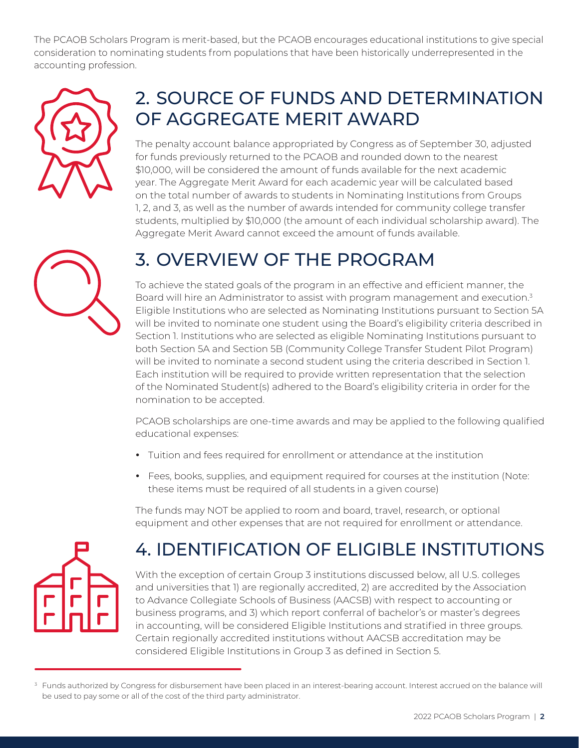The PCAOB Scholars Program is merit-based, but the PCAOB encourages educational institutions to give special consideration to nominating students from populations that have been historically underrepresented in the accounting profession.

## 2. SOURCE OF FUNDS AND DETERMINATION OF AGGREGATE MERIT AWARD

The penalty account balance appropriated by Congress as of September 30, adjusted for funds previously returned to the PCAOB and rounded down to the nearest $10,000, will be considered the amount of funds available for the next academic year. The Aggregate Merit Award for each academic year will be calculated based on the total number of awards to students in Nominating Institutions from Groups 1, 2, and 3, as well as the number of awards intended for community college transfer students, multiplied by $10,000 (the amount of each individual scholarship award). The Aggregate Merit Award cannot exceed the amount of funds available.

## 3. OVERVIEW OF THE PROGRAM

To achieve the stated goals of the program in an effective and efficient manner, the Board will hire an Administrator to assist with program management and execution.[3] Eligible Institutions who are selected as Nominating Institutions pursuant to Section 5A will be invited to nominate one student using the Board's eligibility criteria described in Section 1. Institutions who are selected as eligible Nominating Institutions pursuant to both Section 5A and Section 5B (Community College Transfer Student Pilot Program) will be invited to nominate a second student using the criteria described in Section 1. Each institution will be required to provide written representation that the selection of the Nominated Student(s) adhered to the Board's eligibility criteria in order for the nomination to be accepted.

PCAOB scholarships are one-time awards and may be applied to the following qualified educational expenses:

- Tuition and fees required for enrollment or attendance at the institution
- Fees, books, supplies, and equipment required for courses at the institution (Note: these items must be required of all students in a given course)

The funds may NOT be applied to room and board, travel, research, or optional equipment and other expenses that are not required for enrollment or attendance.

## 4. IDENTIFICATION OF ELIGIBLE INSTITUTIONS

With the exception of certain Group 3 institutions discussed below, all U.S. colleges and universities that 1) are regionally accredited, 2) are accredited by the Association to Advance Collegiate Schools of Business (AACSB) with respect to accounting or business programs, and 3) which report conferral of bachelor's or master's degrees in accounting, will be considered Eligible Institutions and stratified in three groups. Certain regionally accredited institutions without AACSB accreditation may be considered Eligible Institutions in Group 3 as defined in Section 5.

[3] Funds authorized by Congress for disbursement have been placed in an interest-bearing account. Interest accrued on the balance will be used to pay some or all of the cost of the third party administrator.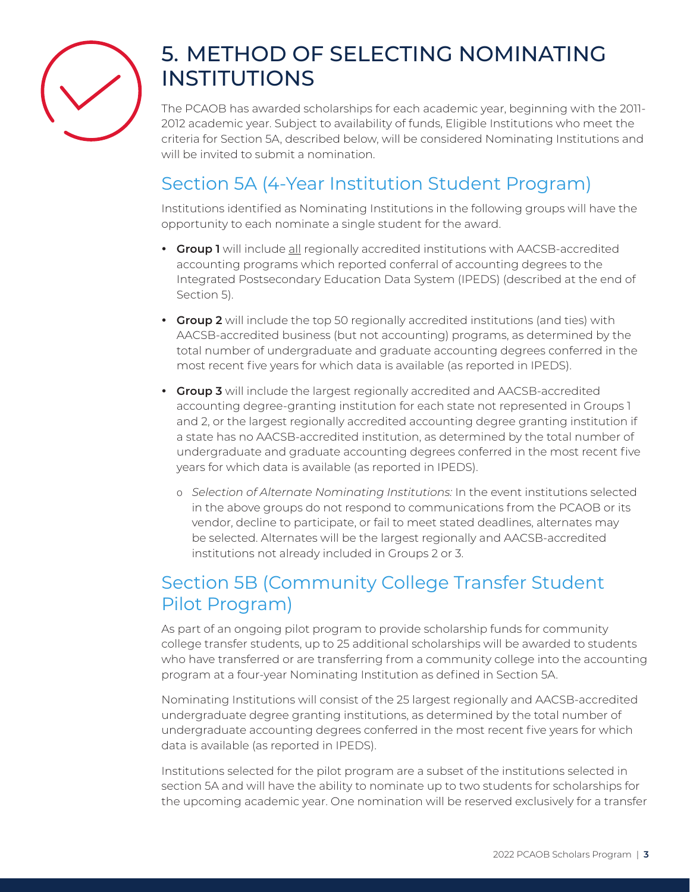# 5. METHOD OF SELECTING NOMINATING INSTITUTIONS

The PCAOB has awarded scholarships for each academic year, beginning with the 2011-2012 academic year. Subject to availability of funds, Eligible Institutions who meet the criteria for Section 5A, described below, will be considered Nominating Institutions and will be invited to submit a nomination.

## Section 5A (4-Year Institution Student Program)

Institutions identified as Nominating Institutions in the following groups will have the opportunity to each nominate a single student for the award.

- **Group 1** will include <u>all</u> regionally accredited institutions with AACSB-accredited accounting programs which reported conferral of accounting degrees to the Integrated Postsecondary Education Data System (IPEDS) (described at the end of Section 5).
- **Group 2** will include the top 50 regionally accredited institutions (and ties) with AACSB-accredited business (but not accounting) programs, as determined by the total number of undergraduate and graduate accounting degrees conferred in the most recent five years for which data is available (as reported in IPEDS).
- **Group 3** will include the largest regionally accredited and AACSB-accredited accounting degree-granting institution for each state not represented in Groups 1 and 2, or the largest regionally accredited accounting degree granting institution if a state has no AACSB-accredited institution, as determined by the total number of undergraduate and graduate accounting degrees conferred in the most recent five years for which data is available (as reported in IPEDS).
    - *Selection of Alternate Nominating Institutions:* In the event institutions selected in the above groups do not respond to communications from the PCAOB or its vendor, decline to participate, or fail to meet stated deadlines, alternates may be selected. Alternates will be the largest regionally and AACSB-accredited institutions not already included in Groups 2 or 3.

## Section 5B (Community College Transfer Student Pilot Program)

As part of an ongoing pilot program to provide scholarship funds for community college transfer students, up to 25 additional scholarships will be awarded to students who have transferred or are transferring from a community college into the accounting program at a four-year Nominating Institution as defined in Section 5A.

Nominating Institutions will consist of the 25 largest regionally and AACSB-accredited undergraduate degree granting institutions, as determined by the total number of undergraduate accounting degrees conferred in the most recent five years for which data is available (as reported in IPEDS).

Institutions selected for the pilot program are a subset of the institutions selected in section 5A and will have the ability to nominate up to two students for scholarships for the upcoming academic year. One nomination will be reserved exclusively for a transfer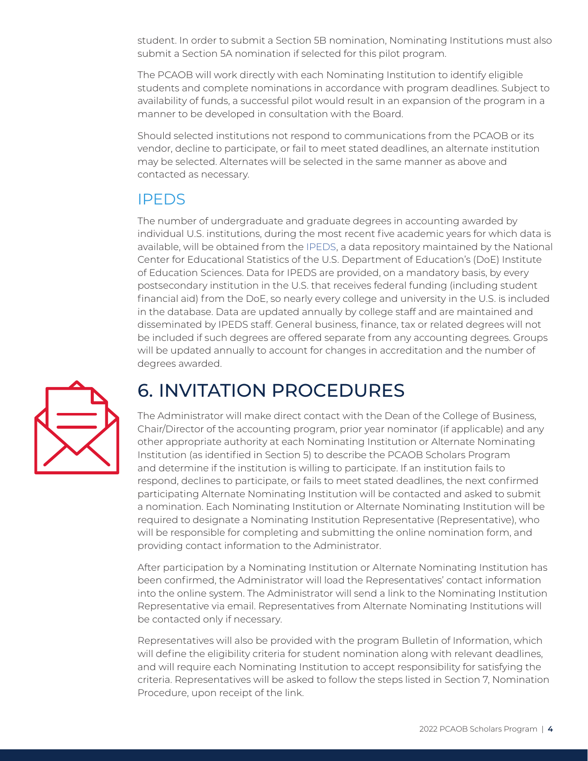student. In order to submit a Section 5B nomination, Nominating Institutions must also submit a Section 5A nomination if selected for this pilot program.

The PCAOB will work directly with each Nominating Institution to identify eligible students and complete nominations in accordance with program deadlines. Subject to availability of funds, a successful pilot would result in an expansion of the program in a manner to be developed in consultation with the Board.

Should selected institutions not respond to communications from the PCAOB or its vendor, decline to participate, or fail to meet stated deadlines, an alternate institution may be selected. Alternates will be selected in the same manner as above and contacted as necessary.

## IPEDS

The number of undergraduate and graduate degrees in accounting awarded by individual U.S. institutions, during the most recent five academic years for which data is available, will be obtained from the IPEDS, a data repository maintained by the National Center for Educational Statistics of the U.S. Department of Education's (DoE) Institute of Education Sciences. Data for IPEDS are provided, on a mandatory basis, by every postsecondary institution in the U.S. that receives federal funding (including student financial aid) from the DoE, so nearly every college and university in the U.S. is included in the database. Data are updated annually by college staff and are maintained and disseminated by IPEDS staff. General business, finance, tax or related degrees will not be included if such degrees are offered separate from any accounting degrees. Groups will be updated annually to account for changes in accreditation and the number of degrees awarded.

# 6. INVITATION PROCEDURES

The Administrator will make direct contact with the Dean of the College of Business, Chair/Director of the accounting program, prior year nominator (if applicable) and any other appropriate authority at each Nominating Institution or Alternate Nominating Institution (as identified in Section 5) to describe the PCAOB Scholars Program and determine if the institution is willing to participate. If an institution fails to respond, declines to participate, or fails to meet stated deadlines, the next confirmed participating Alternate Nominating Institution will be contacted and asked to submit a nomination. Each Nominating Institution or Alternate Nominating Institution will be required to designate a Nominating Institution Representative (Representative), who will be responsible for completing and submitting the online nomination form, and providing contact information to the Administrator.

After participation by a Nominating Institution or Alternate Nominating Institution has been confirmed, the Administrator will load the Representatives' contact information into the online system. The Administrator will send a link to the Nominating Institution Representative via email. Representatives from Alternate Nominating Institutions will be contacted only if necessary.

Representatives will also be provided with the program Bulletin of Information, which will define the eligibility criteria for student nomination along with relevant deadlines, and will require each Nominating Institution to accept responsibility for satisfying the criteria. Representatives will be asked to follow the steps listed in Section 7, Nomination Procedure, upon receipt of the link.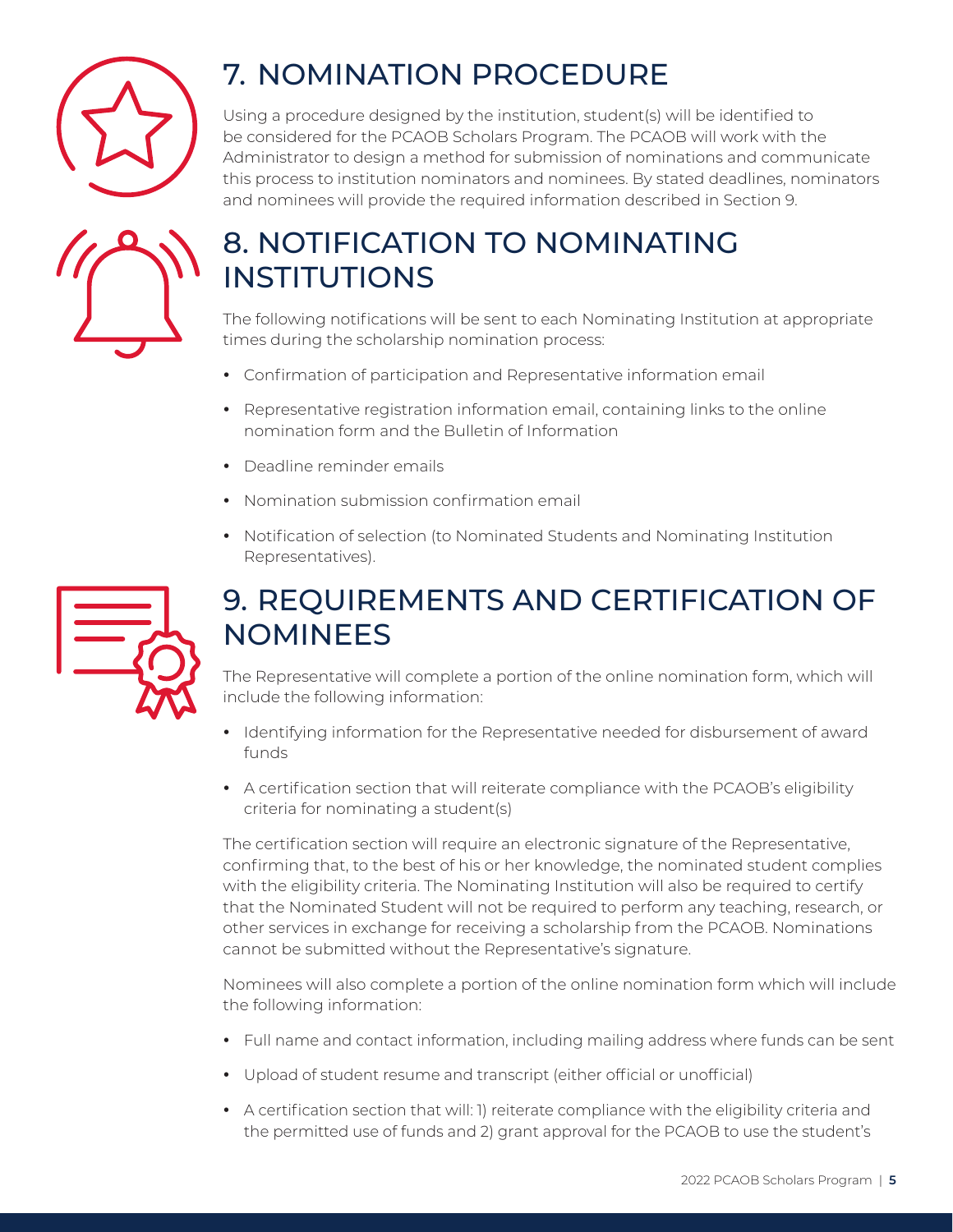## 7. NOMINATION PROCEDURE

Using a procedure designed by the institution, student(s) will be identified to be considered for the PCAOB Scholars Program. The PCAOB will work with the Administrator to design a method for submission of nominations and communicate this process to institution nominators and nominees. By stated deadlines, nominators and nominees will provide the required information described in Section 9.

## 8. NOTIFICATION TO NOMINATING INSTITUTIONS

The following notifications will be sent to each Nominating Institution at appropriate times during the scholarship nomination process:

- Confirmation of participation and Representative information email
- Representative registration information email, containing links to the online nomination form and the Bulletin of Information
- Deadline reminder emails
- Nomination submission confirmation email
- Notification of selection (to Nominated Students and Nominating Institution Representatives).

## 9. REQUIREMENTS AND CERTIFICATION OF NOMINEES

The Representative will complete a portion of the online nomination form, which will include the following information:

- Identifying information for the Representative needed for disbursement of award funds
- A certification section that will reiterate compliance with the PCAOB's eligibility criteria for nominating a student(s)

The certification section will require an electronic signature of the Representative, confirming that, to the best of his or her knowledge, the nominated student complies with the eligibility criteria. The Nominating Institution will also be required to certify that the Nominated Student will not be required to perform any teaching, research, or other services in exchange for receiving a scholarship from the PCAOB. Nominations cannot be submitted without the Representative's signature.

Nominees will also complete a portion of the online nomination form which will include the following information:

- Full name and contact information, including mailing address where funds can be sent
- Upload of student resume and transcript (either official or unofficial)
- A certification section that will: 1) reiterate compliance with the eligibility criteria and the permitted use of funds and 2) grant approval for the PCAOB to use the student's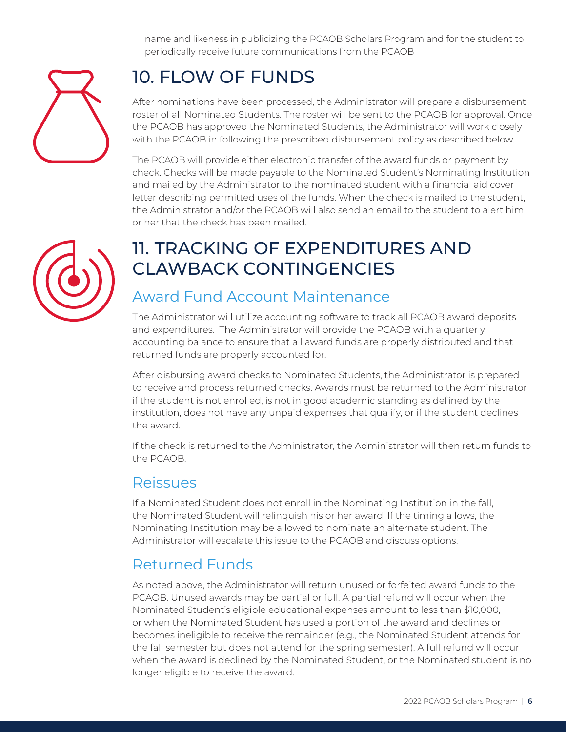name and likeness in publicizing the PCAOB Scholars Program and for the student to periodically receive future communications from the PCAOB

# 10. FLOW OF FUNDS

After nominations have been processed, the Administrator will prepare a disbursement roster of all Nominated Students. The roster will be sent to the PCAOB for approval. Once the PCAOB has approved the Nominated Students, the Administrator will work closely with the PCAOB in following the prescribed disbursement policy as described below.

The PCAOB will provide either electronic transfer of the award funds or payment by check. Checks will be made payable to the Nominated Student's Nominating Institution and mailed by the Administrator to the nominated student with a financial aid cover letter describing permitted uses of the funds. When the check is mailed to the student, the Administrator and/or the PCAOB will also send an email to the student to alert him or her that the check has been mailed.

# 11. TRACKING OF EXPENDITURES AND CLAWBACK CONTINGENCIES

## Award Fund Account Maintenance

The Administrator will utilize accounting software to track all PCAOB award deposits and expenditures. The Administrator will provide the PCAOB with a quarterly accounting balance to ensure that all award funds are properly distributed and that returned funds are properly accounted for.

After disbursing award checks to Nominated Students, the Administrator is prepared to receive and process returned checks. Awards must be returned to the Administrator if the student is not enrolled, is not in good academic standing as defined by the institution, does not have any unpaid expenses that qualify, or if the student declines the award.

If the check is returned to the Administrator, the Administrator will then return funds to the PCAOB.

## Reissues

If a Nominated Student does not enroll in the Nominating Institution in the fall, the Nominated Student will relinquish his or her award. If the timing allows, the Nominating Institution may be allowed to nominate an alternate student. The Administrator will escalate this issue to the PCAOB and discuss options.

## Returned Funds

As noted above, the Administrator will return unused or forfeited award funds to the PCAOB. Unused awards may be partial or full. A partial refund will occur when the Nominated Student's eligible educational expenses amount to less than $10,000, or when the Nominated Student has used a portion of the award and declines or becomes ineligible to receive the remainder (e.g., the Nominated Student attends for the fall semester but does not attend for the spring semester). A full refund will occur when the award is declined by the Nominated Student, or the Nominated student is no longer eligible to receive the award.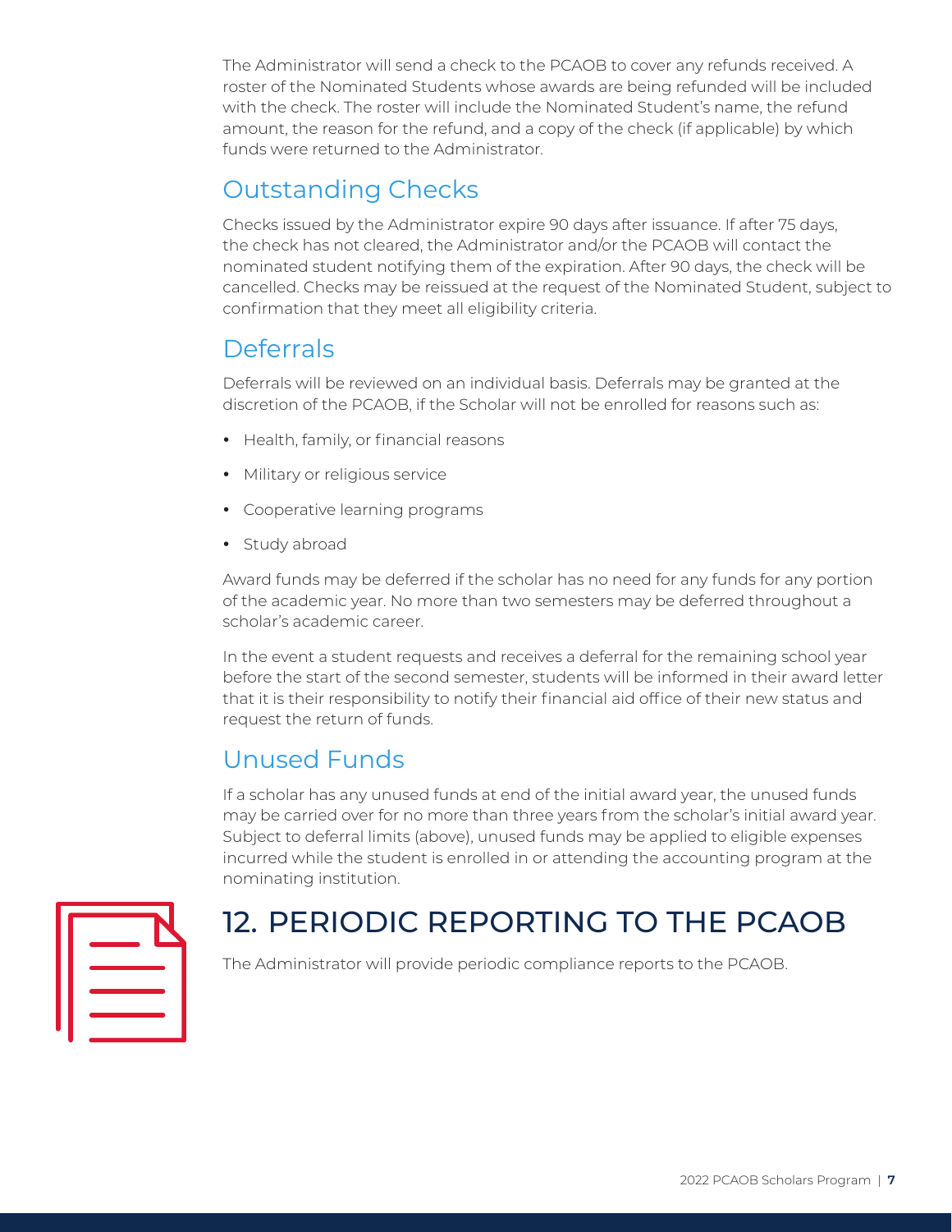The Administrator will send a check to the PCAOB to cover any refunds received. A roster of the Nominated Students whose awards are being refunded will be included with the check. The roster will include the Nominated Student's name, the refund amount, the reason for the refund, and a copy of the check (if applicable) by which funds were returned to the Administrator.

## Outstanding Checks

Checks issued by the Administrator expire 90 days after issuance. If after 75 days, the check has not cleared, the Administrator and/or the PCAOB will contact the nominated student notifying them of the expiration. After 90 days, the check will be cancelled. Checks may be reissued at the request of the Nominated Student, subject to confirmation that they meet all eligibility criteria.

## Deferrals

Deferrals will be reviewed on an individual basis. Deferrals may be granted at the discretion of the PCAOB, if the Scholar will not be enrolled for reasons such as:

- Health, family, or financial reasons
- Military or religious service
- Cooperative learning programs
- Study abroad

Award funds may be deferred if the scholar has no need for any funds for any portion of the academic year. No more than two semesters may be deferred throughout a scholar's academic career.

In the event a student requests and receives a deferral for the remaining school year before the start of the second semester, students will be informed in their award letter that it is their responsibility to notify their financial aid office of their new status and request the return of funds.

## Unused Funds

If a scholar has any unused funds at end of the initial award year, the unused funds may be carried over for no more than three years from the scholar's initial award year. Subject to deferral limits (above), unused funds may be applied to eligible expenses incurred while the student is enrolled in or attending the accounting program at the nominating institution.

# 12. PERIODIC REPORTING TO THE PCAOB

The Administrator will provide periodic compliance reports to the PCAOB.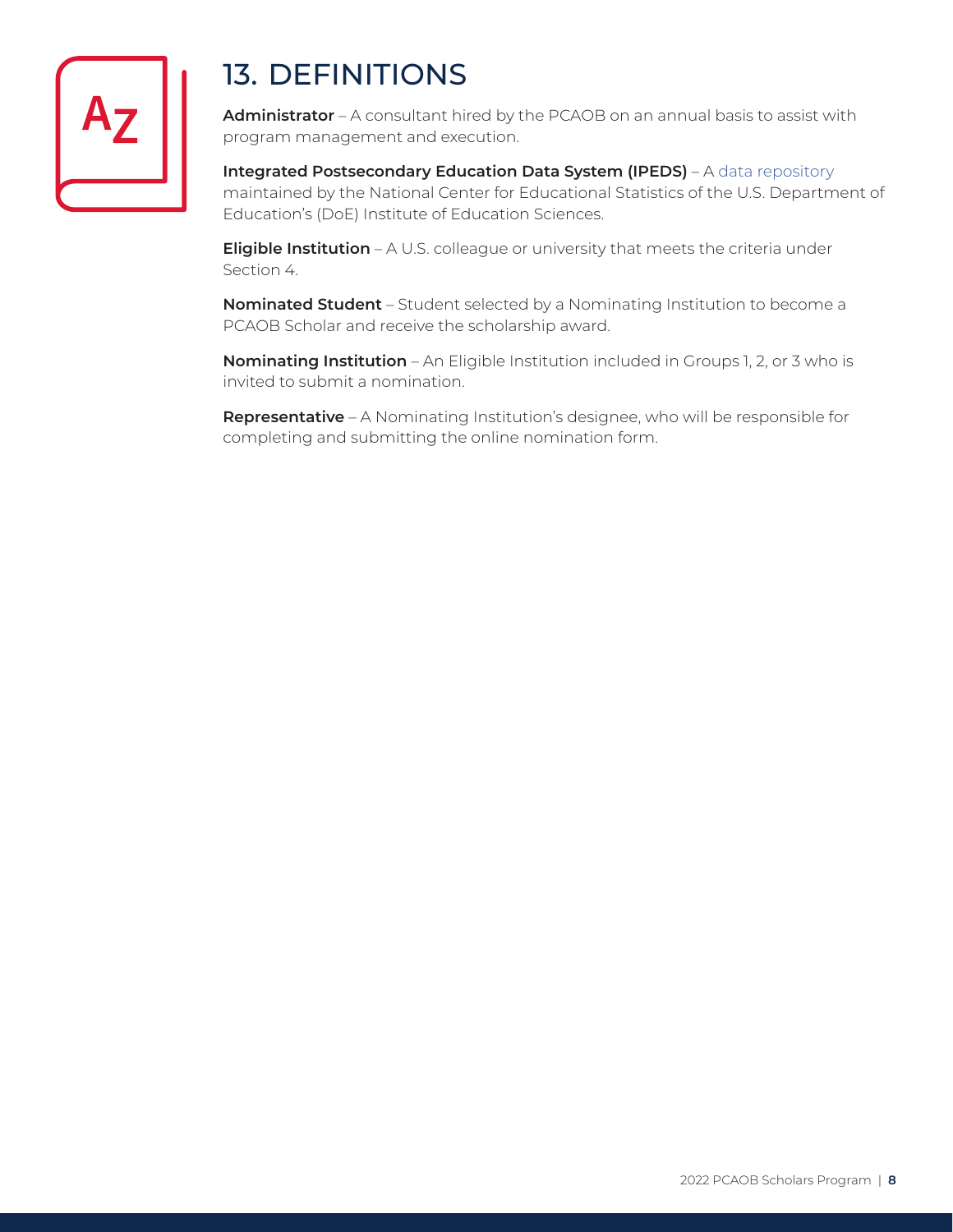# 13. DEFINITIONS

**Administrator** – A consultant hired by the PCAOB on an annual basis to assist with program management and execution.

**Integrated Postsecondary Education Data System (IPEDS)** – A data repository maintained by the National Center for Educational Statistics of the U.S. Department of Education's (DoE) Institute of Education Sciences.

**Eligible Institution** – A U.S. colleague or university that meets the criteria under Section 4.

**Nominated Student** – Student selected by a Nominating Institution to become a PCAOB Scholar and receive the scholarship award.

**Nominating Institution** – An Eligible Institution included in Groups 1, 2, or 3 who is invited to submit a nomination.

**Representative** – A Nominating Institution's designee, who will be responsible for completing and submitting the online nomination form.